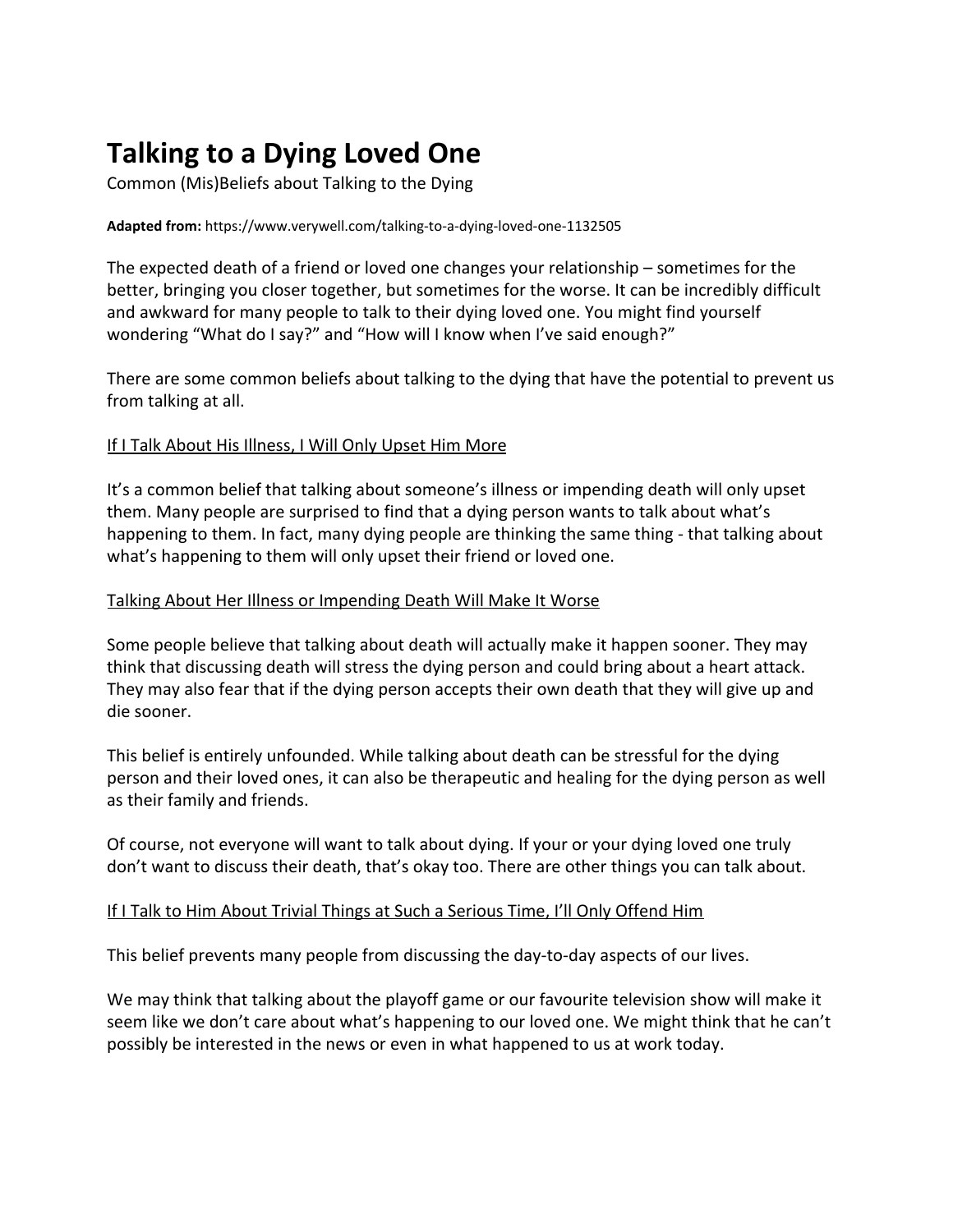# Talking to a Dying Loved One

Common (Mis)Beliefs about Talking to the Dying

**Adapted from:** https://www.verywell.com/talking-to-a-dying-loved-one-1132505

The expected death of a friend or loved one changes your relationship – sometimes for the better, bringing you closer together, but sometimes for the worse. It can be incredibly difficult and awkward for many people to talk to their dying loved one. You might find yourself wondering "What do I say?" and "How will I know when I've said enough?"

There are some common beliefs about talking to the dying that have the potential to prevent us from talking at all.

<u>If I Talk About His Illness, I Will Only Upset Him More</u>

It's a common belief that talking about someone's illness or impending death will only upset them. Many people are surprised to find that a dying person wants to talk about what's happening to them. In fact, many dying people are thinking the same thing - that talking about what's happening to them will only upset their friend or loved one.

<u>Talking About Her Illness or Impending Death Will Make It Worse</u>

Some people believe that talking about death will actually make it happen sooner. They may think that discussing death will stress the dying person and could bring about a heart attack. They may also fear that if the dying person accepts their own death that they will give up and die sooner.

This belief is entirely unfounded. While talking about death can be stressful for the dying person and their loved ones, it can also be therapeutic and healing for the dying person as well as their family and friends.

Of course, not everyone will want to talk about dying. If your or your dying loved one truly don't want to discuss their death, that's okay too. There are other things you can talk about.

<u>If I Talk to Him About Trivial Things at Such a Serious Time, I'll Only Offend Him</u>

This belief prevents many people from discussing the day-to-day aspects of our lives.

We may think that talking about the playoff game or our favourite television show will make it seem like we don't care about what's happening to our loved one. We might think that he can't possibly be interested in the news or even in what happened to us at work today.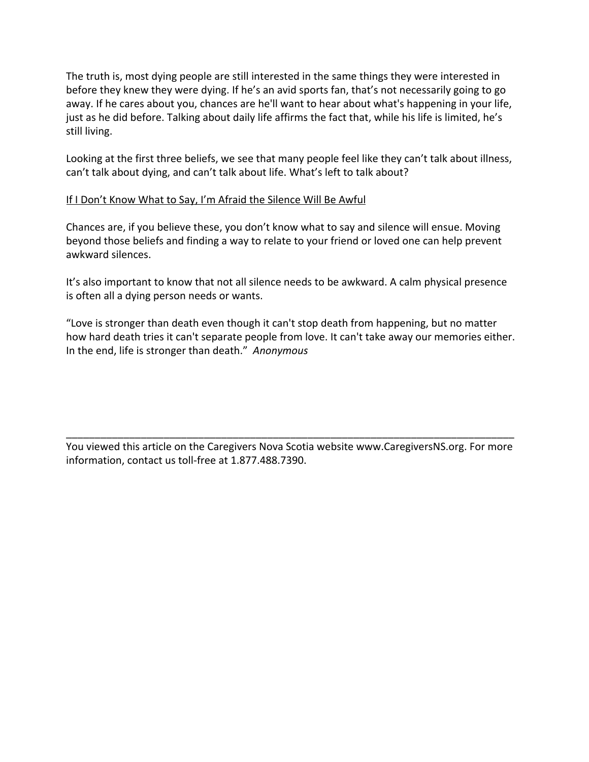The truth is, most dying people are still interested in the same things they were interested in before they knew they were dying. If he's an avid sports fan, that's not necessarily going to go away. If he cares about you, chances are he'll want to hear about what's happening in your life, just as he did before. Talking about daily life affirms the fact that, while his life is limited, he's still living.

Looking at the first three beliefs, we see that many people feel like they can't talk about illness, can't talk about dying, and can't talk about life. What's left to talk about?

<u>If I Don't Know What to Say, I'm Afraid the Silence Will Be Awful</u>

Chances are, if you believe these, you don't know what to say and silence will ensue. Moving beyond those beliefs and finding a way to relate to your friend or loved one can help prevent awkward silences.

It's also important to know that not all silence needs to be awkward. A calm physical presence is often all a dying person needs or wants.

"Love is stronger than death even though it can't stop death from happening, but no matter how hard death tries it can't separate people from love. It can't take away our memories either. In the end, life is stronger than death." *Anonymous*

---

You viewed this article on the Caregivers Nova Scotia website www.CaregiversNS.org. For more information, contact us toll-free at 1.877.488.7390.